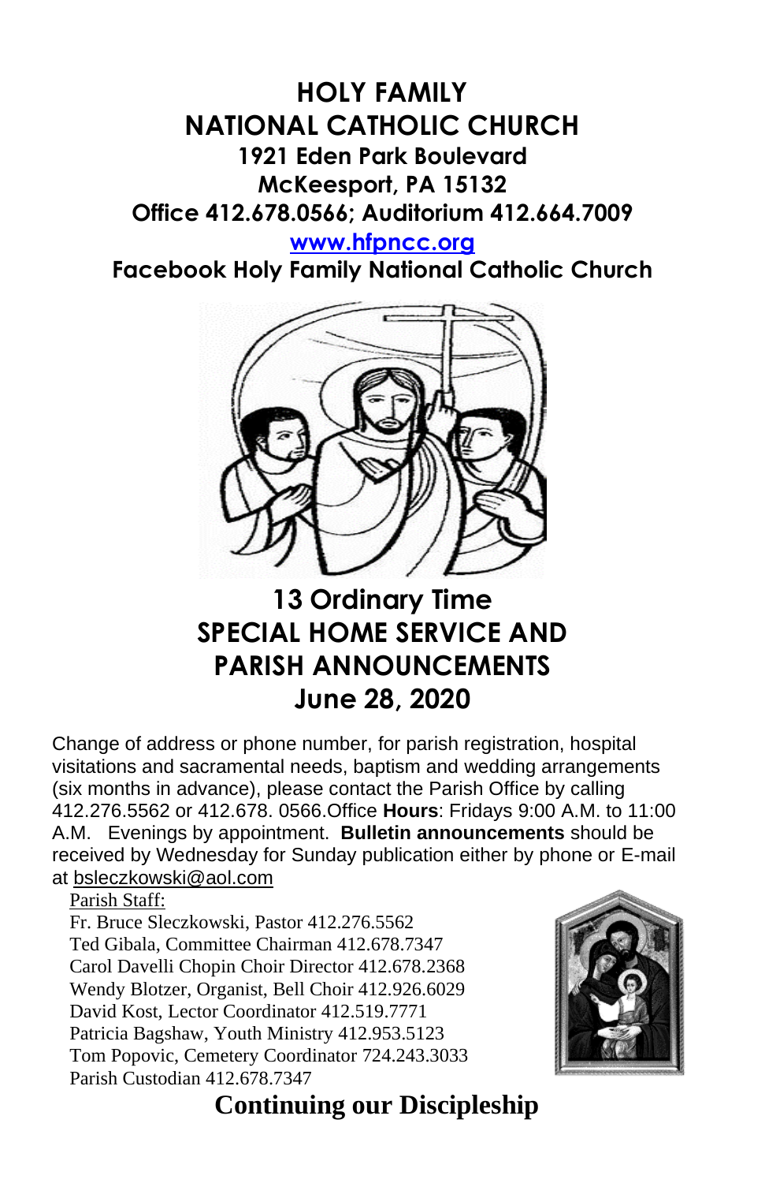# HOLY FAMILY NATIONAL CATHOLIC CHURCH

**1921 Eden Park Boulevard**
**McKeesport, PA 15132**
**Office 412.678.0566; Auditorium 412.664.7009**
**www.hfpncc.org**
**Facebook Holy Family National Catholic Church**

## 13 Ordinary Time
## SPECIAL HOME SERVICE AND PARISH ANNOUNCEMENTS
## June 28, 2020

Change of address or phone number, for parish registration, hospital visitations and sacramental needs, baptism and wedding arrangements (six months in advance), please contact the Parish Office by calling 412.276.5562 or 412.678. 0566.Office **Hours**: Fridays 9:00 A.M. to 11:00 A.M. Evenings by appointment. **Bulletin announcements** should be received by Wednesday for Sunday publication either by phone or E-mail at bsleczkowski@aol.com

Parish Staff:
Fr. Bruce Sleczkowski, Pastor 412.276.5562
Ted Gibala, Committee Chairman 412.678.7347
Carol Davelli Chopin Choir Director 412.678.2368
Wendy Blotzer, Organist, Bell Choir 412.926.6029
David Kost, Lector Coordinator 412.519.7771
Patricia Bagshaw, Youth Ministry 412.953.5123
Tom Popovic, Cemetery Coordinator 724.243.3033
Parish Custodian 412.678.7347

## Continuing our Discipleship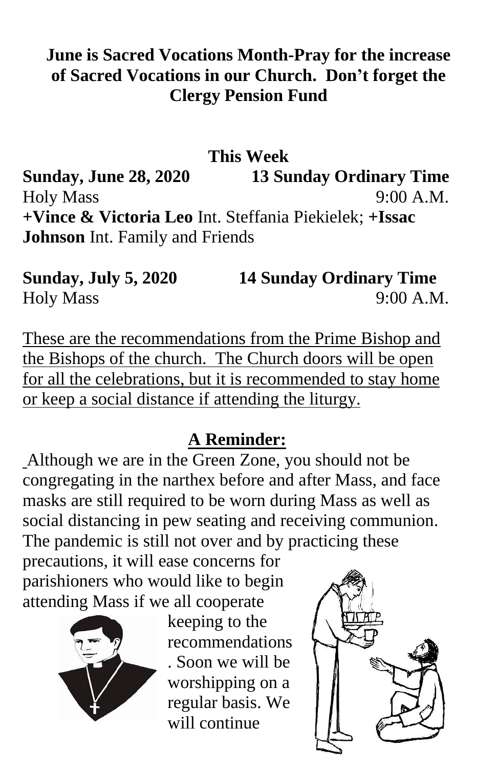**June is Sacred Vocations Month-Pray for the increase of Sacred Vocations in our Church. Don't forget the Clergy Pension Fund**

**This Week**

**Sunday, June 28, 2020** **13 Sunday Ordinary Time**

Holy Mass 9:00 A.M.

**+Vince & Victoria Leo** Int. Steffania Piekielek; **+Issac Johnson** Int. Family and Friends

**Sunday, July 5, 2020** **14 Sunday Ordinary Time**

Holy Mass 9:00 A.M.

These are the recommendations from the Prime Bishop and the Bishops of the church. The Church doors will be open for all the celebrations, but it is recommended to stay home or keep a social distance if attending the liturgy.

## A Reminder:

Although we are in the Green Zone, you should not be congregating in the narthex before and after Mass, and face masks are still required to be worn during Mass as well as social distancing in pew seating and receiving communion. The pandemic is still not over and by practicing these precautions, it will ease concerns for parishioners who would like to begin attending Mass if we all cooperate keeping to the recommendations. Soon we will be worshipping on a regular basis. We will continue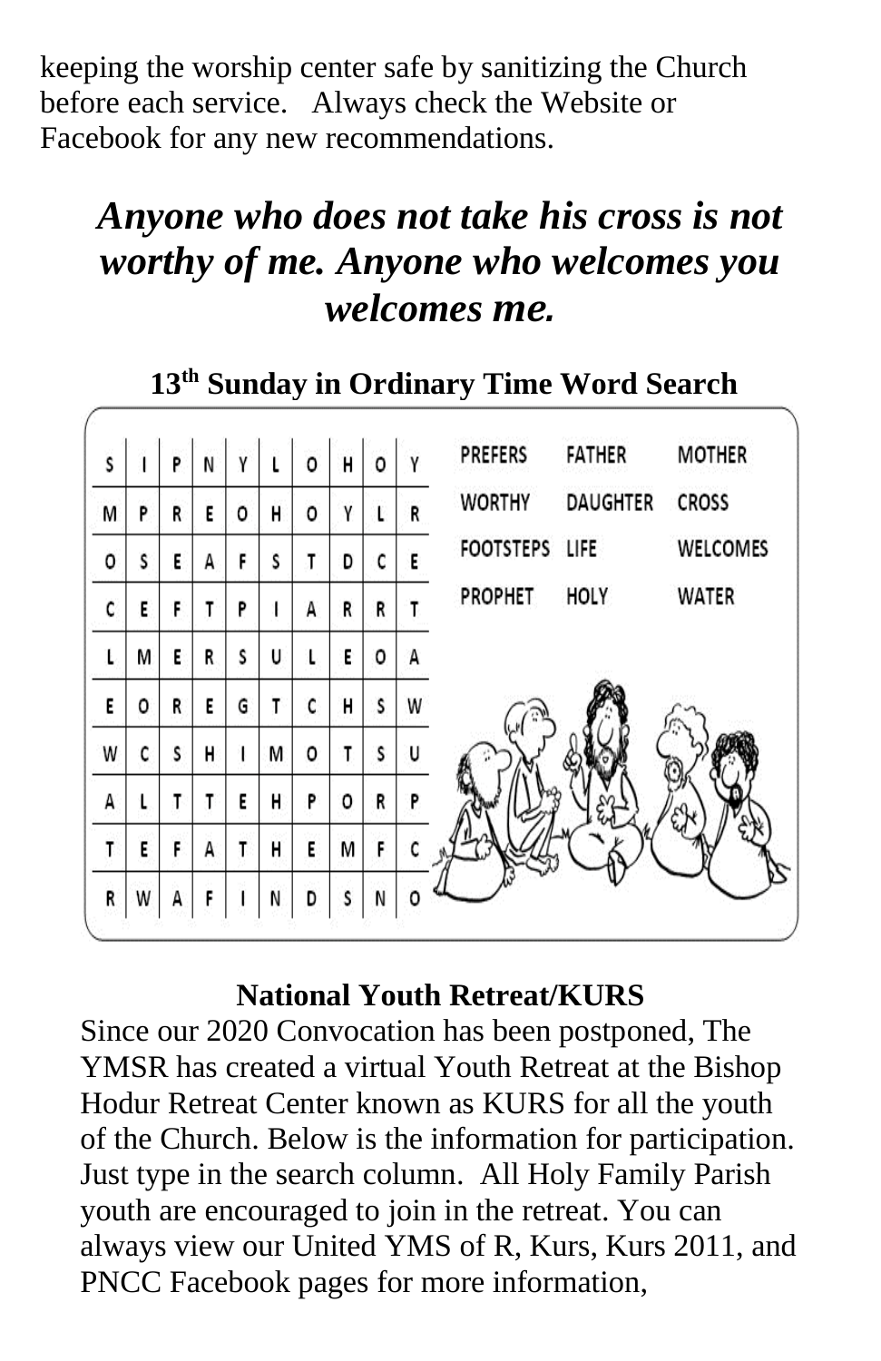keeping the worship center safe by sanitizing the Church before each service. Always check the Website or Facebook for any new recommendations.

***Anyone who does not take his cross is not worthy of me. Anyone who welcomes you welcomes me.***

## 13th Sunday in Ordinary Time Word Search

| | | | | | | | | | |
|---|---|---|---|---|---|---|---|---|---|
| S | I | P | N | Y | L | O | H | O | Y |
| M | P | R | E | O | H | O | Y | L | R |
| O | S | E | A | F | S | T | D | C | E |
| C | E | F | T | P | I | A | R | R | T |
| L | M | E | R | S | U | L | E | O | A |
| E | O | R | E | G | T | C | H | S | W |
| W | C | S | H | I | M | O | T | S | U |
| A | L | T | T | E | H | P | O | R | P |
| T | E | F | A | T | H | E | M | F | C |
| R | W | A | F | I | N | D | S | N | O |

| | | |
|---|---|---|
| PREFERS | FATHER | MOTHER |
| WORTHY | DAUGHTER | CROSS |
| FOOTSTEPS | LIFE | WELCOMES |
| PROPHET | HOLY | WATER |

**National Youth Retreat/KURS**

Since our 2020 Convocation has been postponed, The YMSR has created a virtual Youth Retreat at the Bishop Hodur Retreat Center known as KURS for all the youth of the Church. Below is the information for participation. Just type in the search column. All Holy Family Parish youth are encouraged to join in the retreat. You can always view our United YMS of R, Kurs, Kurs 2011, and PNCC Facebook pages for more information,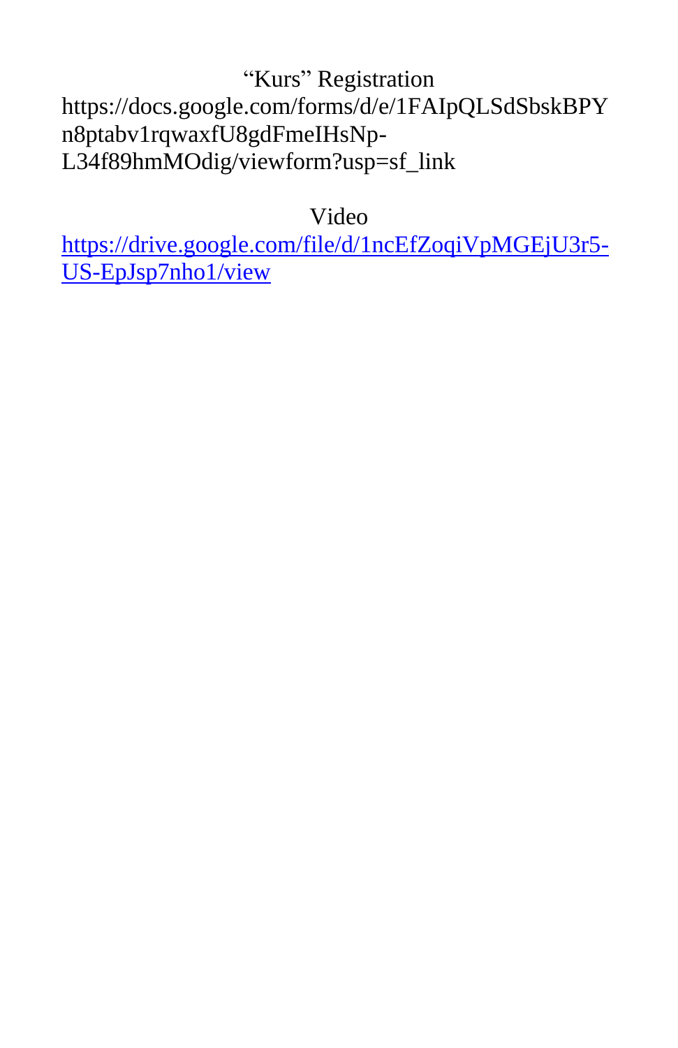“Kurs” Registration

https://docs.google.com/forms/d/e/1FAIpQLSdSbskBPYn8ptabv1rqwaxfU8gdFmeIHsNp-L34f89hmMOdig/viewform?usp=sf_link

Video

[https://drive.google.com/file/d/1ncEfZoqiVpMGEjU3r5-US-EpJsp7nho1/view](https://drive.google.com/file/d/1ncEfZoqiVpMGEjU3r5-US-EpJsp7nho1/view)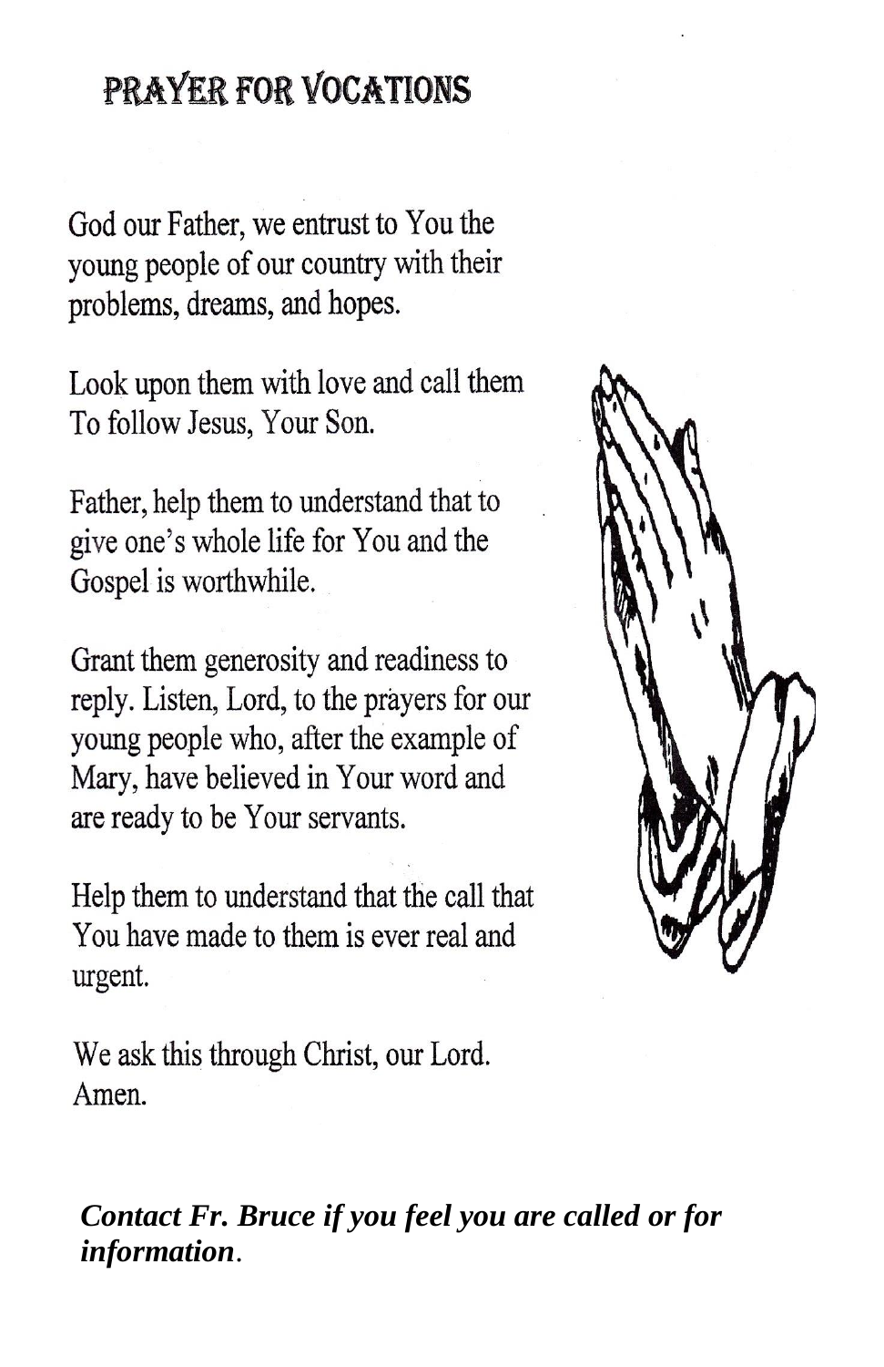# PRAYER FOR VOCATIONS

God our Father, we entrust to You the young people of our country with their problems, dreams, and hopes.

Look upon them with love and call them To follow Jesus, Your Son.

Father, help them to understand that to give one's whole life for You and the Gospel is worthwhile.

Grant them generosity and readiness to reply. Listen, Lord, to the prayers for our young people who, after the example of Mary, have believed in Your word and are ready to be Your servants.

Help them to understand that the call that You have made to them is ever real and urgent.

We ask this through Christ, our Lord. Amen.

***Contact Fr. Bruce if you feel you are called or for information.***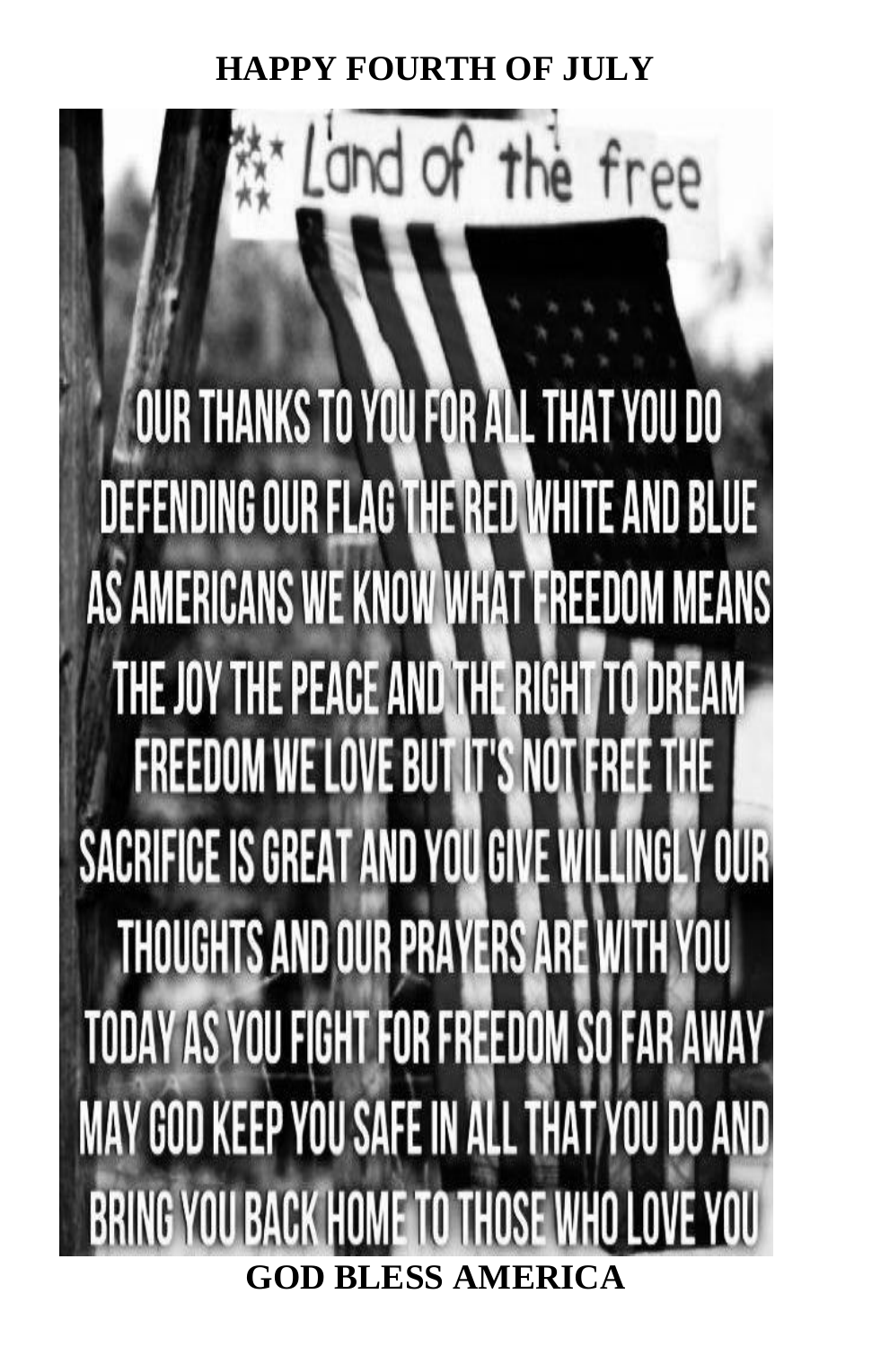# HAPPY FOURTH OF JULY

Land of the free

OUR THANKS TO YOU FOR ALL THAT YOU DO
DEFENDING OUR FLAG THE RED WHITE AND BLUE
AS AMERICANS WE KNOW WHAT FREEDOM MEANS
THE JOY THE PEACE AND THE RIGHT TO DREAM
FREEDOM WE LOVE BUT IT'S NOT FREE THE
SACRIFICE IS GREAT AND YOU GIVE WILLINGLY OUR
THOUGHTS AND OUR PRAYERS ARE WITH YOU
TODAY AS YOU FIGHT FOR FREEDOM SO FAR AWAY
MAY GOD KEEP YOU SAFE IN ALL THAT YOU DO AND
BRING YOU BACK HOME TO THOSE WHO LOVE YOU

**GOD BLESS AMERICA**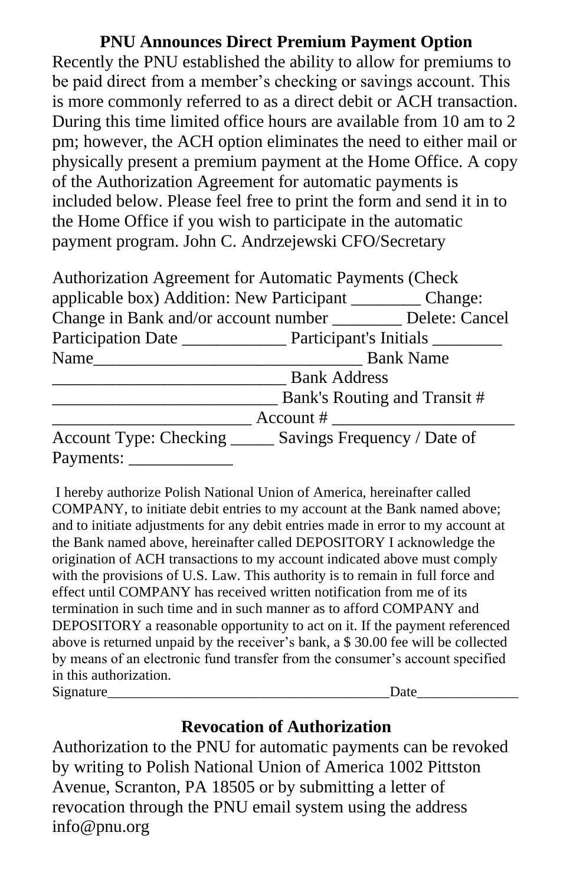## PNU Announces Direct Premium Payment Option

Recently the PNU established the ability to allow for premiums to be paid direct from a member's checking or savings account. This is more commonly referred to as a direct debit or ACH transaction. During this time limited office hours are available from 10 am to 2 pm; however, the ACH option eliminates the need to either mail or physically present a premium payment at the Home Office. A copy of the Authorization Agreement for automatic payments is included below. Please feel free to print the form and send it in to the Home Office if you wish to participate in the automatic payment program. John C. Andrzejewski CFO/Secretary

Authorization Agreement for Automatic Payments (Check applicable box) Addition: New Participant ________ Change: Change in Bank and/or account number ________ Delete: Cancel Participation Date ____________ Participant's Initials ________ Name_______________________________ Bank Name __________________________ Bank Address __________________________ Bank's Routing and Transit # _______________________ Account # _____________________ Account Type: Checking _____ Savings Frequency / Date of Payments: ____________

I hereby authorize Polish National Union of America, hereinafter called COMPANY, to initiate debit entries to my account at the Bank named above; and to initiate adjustments for any debit entries made in error to my account at the Bank named above, hereinafter called DEPOSITORY I acknowledge the origination of ACH transactions to my account indicated above must comply with the provisions of U.S. Law. This authority is to remain in full force and effect until COMPANY has received written notification from me of its termination in such time and in such manner as to afford COMPANY and DEPOSITORY a reasonable opportunity to act on it. If the payment referenced above is returned unpaid by the receiver's bank, a $ 30.00 fee will be collected by means of an electronic fund transfer from the consumer's account specified in this authorization.

Signature_______________________________________Date______________

## Revocation of Authorization

Authorization to the PNU for automatic payments can be revoked by writing to Polish National Union of America 1002 Pittston Avenue, Scranton, PA 18505 or by submitting a letter of revocation through the PNU email system using the address info@pnu.org